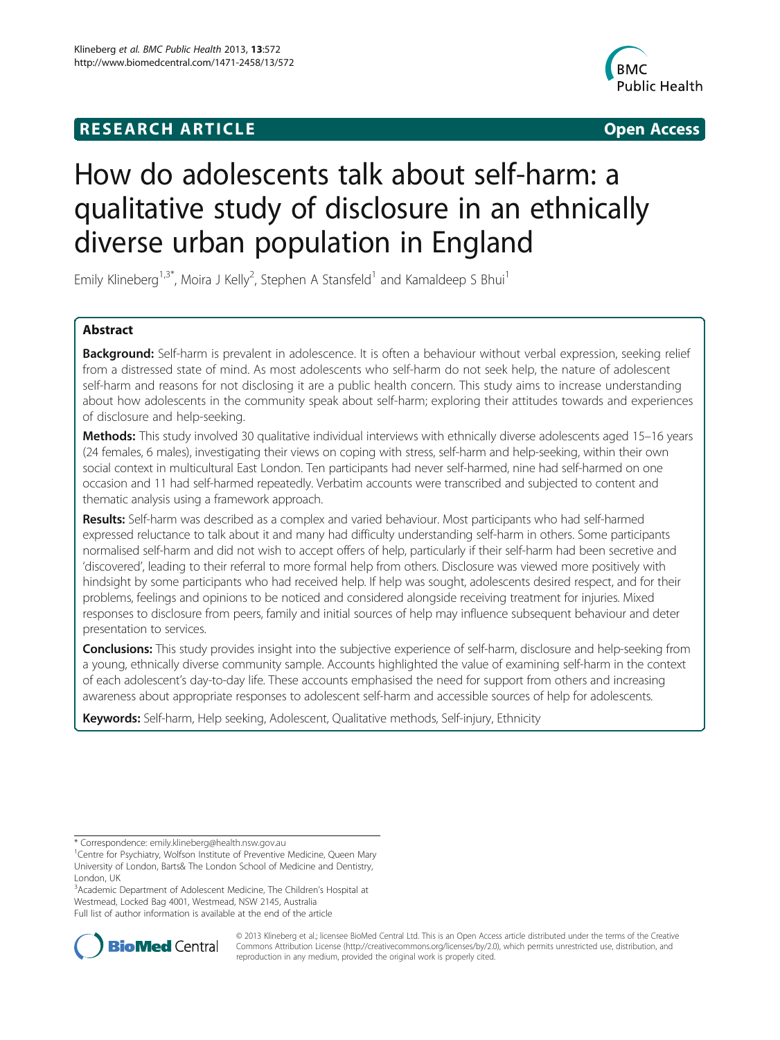**RESEARCH ARTICLE** **Open Access**

# How do adolescents talk about self-harm: a qualitative study of disclosure in an ethnically diverse urban population in England

Emily Klineberg[1,3*], Moira J Kelly[2], Stephen A Stansfeld[1] and Kamaldeep S Bhui[1]

## Abstract

**Background:** Self-harm is prevalent in adolescence. It is often a behaviour without verbal expression, seeking relief from a distressed state of mind. As most adolescents who self-harm do not seek help, the nature of adolescent self-harm and reasons for not disclosing it are a public health concern. This study aims to increase understanding about how adolescents in the community speak about self-harm; exploring their attitudes towards and experiences of disclosure and help-seeking.

**Methods:** This study involved 30 qualitative individual interviews with ethnically diverse adolescents aged 15–16 years (24 females, 6 males), investigating their views on coping with stress, self-harm and help-seeking, within their own social context in multicultural East London. Ten participants had never self-harmed, nine had self-harmed on one occasion and 11 had self-harmed repeatedly. Verbatim accounts were transcribed and subjected to content and thematic analysis using a framework approach.

**Results:** Self-harm was described as a complex and varied behaviour. Most participants who had self-harmed expressed reluctance to talk about it and many had difficulty understanding self-harm in others. Some participants normalised self-harm and did not wish to accept offers of help, particularly if their self-harm had been secretive and 'discovered', leading to their referral to more formal help from others. Disclosure was viewed more positively with hindsight by some participants who had received help. If help was sought, adolescents desired respect, and for their problems, feelings and opinions to be noticed and considered alongside receiving treatment for injuries. Mixed responses to disclosure from peers, family and initial sources of help may influence subsequent behaviour and deter presentation to services.

**Conclusions:** This study provides insight into the subjective experience of self-harm, disclosure and help-seeking from a young, ethnically diverse community sample. Accounts highlighted the value of examining self-harm in the context of each adolescent's day-to-day life. These accounts emphasised the need for support from others and increasing awareness about appropriate responses to adolescent self-harm and accessible sources of help for adolescents.

**Keywords:** Self-harm, Help seeking, Adolescent, Qualitative methods, Self-injury, Ethnicity

---

\* Correspondence: emily.klineberg@health.nsw.gov.au

[1]Centre for Psychiatry, Wolfson Institute of Preventive Medicine, Queen Mary University of London, Barts& The London School of Medicine and Dentistry, London, UK

[3]Academic Department of Adolescent Medicine, The Children's Hospital at Westmead, Locked Bag 4001, Westmead, NSW 2145, Australia

Full list of author information is available at the end of the article

© 2013 Klineberg et al.; licensee BioMed Central Ltd. This is an Open Access article distributed under the terms of the Creative Commons Attribution License (http://creativecommons.org/licenses/by/2.0), which permits unrestricted use, distribution, and reproduction in any medium, provided the original work is properly cited.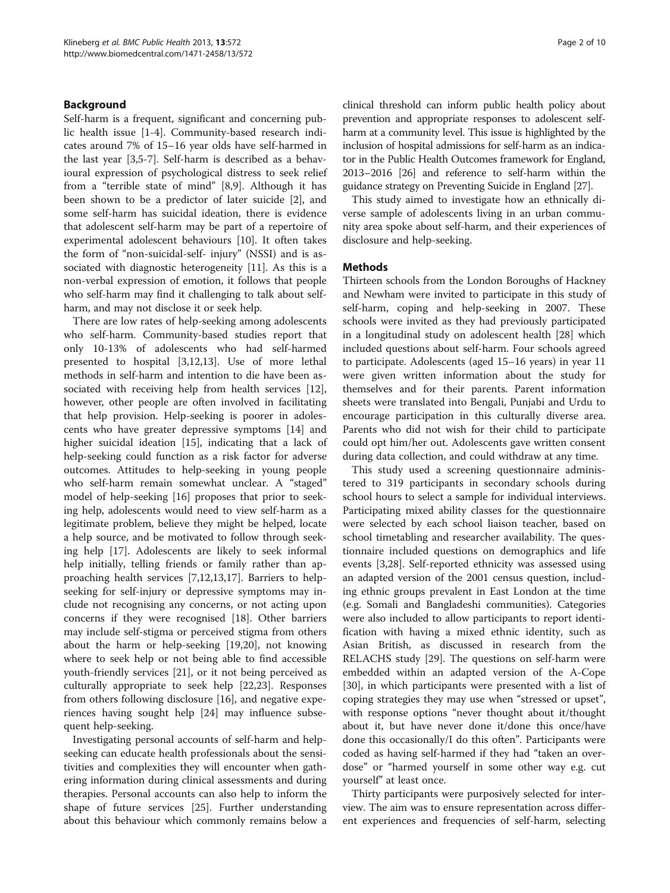## Background

Self-harm is a frequent, significant and concerning public health issue [1-4]. Community-based research indicates around 7% of 15–16 year olds have self-harmed in the last year [3,5-7]. Self-harm is described as a behavioural expression of psychological distress to seek relief from a "terrible state of mind" [8,9]. Although it has been shown to be a predictor of later suicide [2], and some self-harm has suicidal ideation, there is evidence that adolescent self-harm may be part of a repertoire of experimental adolescent behaviours [10]. It often takes the form of "non-suicidal-self- injury" (NSSI) and is associated with diagnostic heterogeneity [11]. As this is a non-verbal expression of emotion, it follows that people who self-harm may find it challenging to talk about self-harm, and may not disclose it or seek help.

There are low rates of help-seeking among adolescents who self-harm. Community-based studies report that only 10-13% of adolescents who had self-harmed presented to hospital [3,12,13]. Use of more lethal methods in self-harm and intention to die have been associated with receiving help from health services [12], however, other people are often involved in facilitating that help provision. Help-seeking is poorer in adolescents who have greater depressive symptoms [14] and higher suicidal ideation [15], indicating that a lack of help-seeking could function as a risk factor for adverse outcomes. Attitudes to help-seeking in young people who self-harm remain somewhat unclear. A "staged" model of help-seeking [16] proposes that prior to seeking help, adolescents would need to view self-harm as a legitimate problem, believe they might be helped, locate a help source, and be motivated to follow through seeking help [17]. Adolescents are likely to seek informal help initially, telling friends or family rather than approaching health services [7,12,13,17]. Barriers to help-seeking for self-injury or depressive symptoms may include not recognising any concerns, or not acting upon concerns if they were recognised [18]. Other barriers may include self-stigma or perceived stigma from others about the harm or help-seeking [19,20], not knowing where to seek help or not being able to find accessible youth-friendly services [21], or it not being perceived as culturally appropriate to seek help [22,23]. Responses from others following disclosure [16], and negative experiences having sought help [24] may influence subsequent help-seeking.

Investigating personal accounts of self-harm and help-seeking can educate health professionals about the sensitivities and complexities they will encounter when gathering information during clinical assessments and during therapies. Personal accounts can also help to inform the shape of future services [25]. Further understanding about this behaviour which commonly remains below a clinical threshold can inform public health policy about prevention and appropriate responses to adolescent self-harm at a community level. This issue is highlighted by the inclusion of hospital admissions for self-harm as an indicator in the Public Health Outcomes framework for England, 2013–2016 [26] and reference to self-harm within the guidance strategy on Preventing Suicide in England [27].

This study aimed to investigate how an ethnically diverse sample of adolescents living in an urban community area spoke about self-harm, and their experiences of disclosure and help-seeking.

## Methods

Thirteen schools from the London Boroughs of Hackney and Newham were invited to participate in this study of self-harm, coping and help-seeking in 2007. These schools were invited as they had previously participated in a longitudinal study on adolescent health [28] which included questions about self-harm. Four schools agreed to participate. Adolescents (aged 15–16 years) in year 11 were given written information about the study for themselves and for their parents. Parent information sheets were translated into Bengali, Punjabi and Urdu to encourage participation in this culturally diverse area. Parents who did not wish for their child to participate could opt him/her out. Adolescents gave written consent during data collection, and could withdraw at any time.

This study used a screening questionnaire administered to 319 participants in secondary schools during school hours to select a sample for individual interviews. Participating mixed ability classes for the questionnaire were selected by each school liaison teacher, based on school timetabling and researcher availability. The questionnaire included questions on demographics and life events [3,28]. Self-reported ethnicity was assessed using an adapted version of the 2001 census question, including ethnic groups prevalent in East London at the time (e.g. Somali and Bangladeshi communities). Categories were also included to allow participants to report identification with having a mixed ethnic identity, such as Asian British, as discussed in research from the RELACHS study [29]. The questions on self-harm were embedded within an adapted version of the A-Cope [30], in which participants were presented with a list of coping strategies they may use when "stressed or upset", with response options "never thought about it/thought about it, but have never done it/done this once/have done this occasionally/I do this often". Participants were coded as having self-harmed if they had "taken an overdose" or "harmed yourself in some other way e.g. cut yourself" at least once.

Thirty participants were purposively selected for interview. The aim was to ensure representation across different experiences and frequencies of self-harm, selecting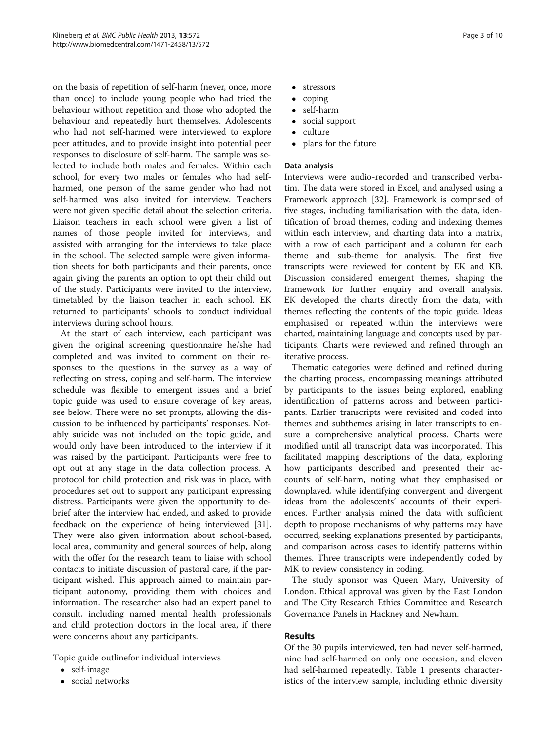on the basis of repetition of self-harm (never, once, more than once) to include young people who had tried the behaviour without repetition and those who adopted the behaviour and repeatedly hurt themselves. Adolescents who had not self-harmed were interviewed to explore peer attitudes, and to provide insight into potential peer responses to disclosure of self-harm. The sample was selected to include both males and females. Within each school, for every two males or females who had self-harmed, one person of the same gender who had not self-harmed was also invited for interview. Teachers were not given specific detail about the selection criteria. Liaison teachers in each school were given a list of names of those people invited for interviews, and assisted with arranging for the interviews to take place in the school. The selected sample were given information sheets for both participants and their parents, once again giving the parents an option to opt their child out of the study. Participants were invited to the interview, timetabled by the liaison teacher in each school. EK returned to participants' schools to conduct individual interviews during school hours.

At the start of each interview, each participant was given the original screening questionnaire he/she had completed and was invited to comment on their responses to the questions in the survey as a way of reflecting on stress, coping and self-harm. The interview schedule was flexible to emergent issues and a brief topic guide was used to ensure coverage of key areas, see below. There were no set prompts, allowing the discussion to be influenced by participants' responses. Notably suicide was not included on the topic guide, and would only have been introduced to the interview if it was raised by the participant. Participants were free to opt out at any stage in the data collection process. A protocol for child protection and risk was in place, with procedures set out to support any participant expressing distress. Participants were given the opportunity to debrief after the interview had ended, and asked to provide feedback on the experience of being interviewed [31]. They were also given information about school-based, local area, community and general sources of help, along with the offer for the research team to liaise with school contacts to initiate discussion of pastoral care, if the participant wished. This approach aimed to maintain participant autonomy, providing them with choices and information. The researcher also had an expert panel to consult, including named mental health professionals and child protection doctors in the local area, if there were concerns about any participants.

Topic guide outlinefor individual interviews

- self-image
- social networks
- stressors
- coping
- self-harm
- social support
- culture
- plans for the future

### Data analysis

Interviews were audio-recorded and transcribed verbatim. The data were stored in Excel, and analysed using a Framework approach [32]. Framework is comprised of five stages, including familiarisation with the data, identification of broad themes, coding and indexing themes within each interview, and charting data into a matrix, with a row of each participant and a column for each theme and sub-theme for analysis. The first five transcripts were reviewed for content by EK and KB. Discussion considered emergent themes, shaping the framework for further enquiry and overall analysis. EK developed the charts directly from the data, with themes reflecting the contents of the topic guide. Ideas emphasised or repeated within the interviews were charted, maintaining language and concepts used by participants. Charts were reviewed and refined through an iterative process.

Thematic categories were defined and refined during the charting process, encompassing meanings attributed by participants to the issues being explored, enabling identification of patterns across and between participants. Earlier transcripts were revisited and coded into themes and subthemes arising in later transcripts to ensure a comprehensive analytical process. Charts were modified until all transcript data was incorporated. This facilitated mapping descriptions of the data, exploring how participants described and presented their accounts of self-harm, noting what they emphasised or downplayed, while identifying convergent and divergent ideas from the adolescents' accounts of their experiences. Further analysis mined the data with sufficient depth to propose mechanisms of why patterns may have occurred, seeking explanations presented by participants, and comparison across cases to identify patterns within themes. Three transcripts were independently coded by MK to review consistency in coding.

The study sponsor was Queen Mary, University of London. Ethical approval was given by the East London and The City Research Ethics Committee and Research Governance Panels in Hackney and Newham.

## Results

Of the 30 pupils interviewed, ten had never self-harmed, nine had self-harmed on only one occasion, and eleven had self-harmed repeatedly. Table 1 presents characteristics of the interview sample, including ethnic diversity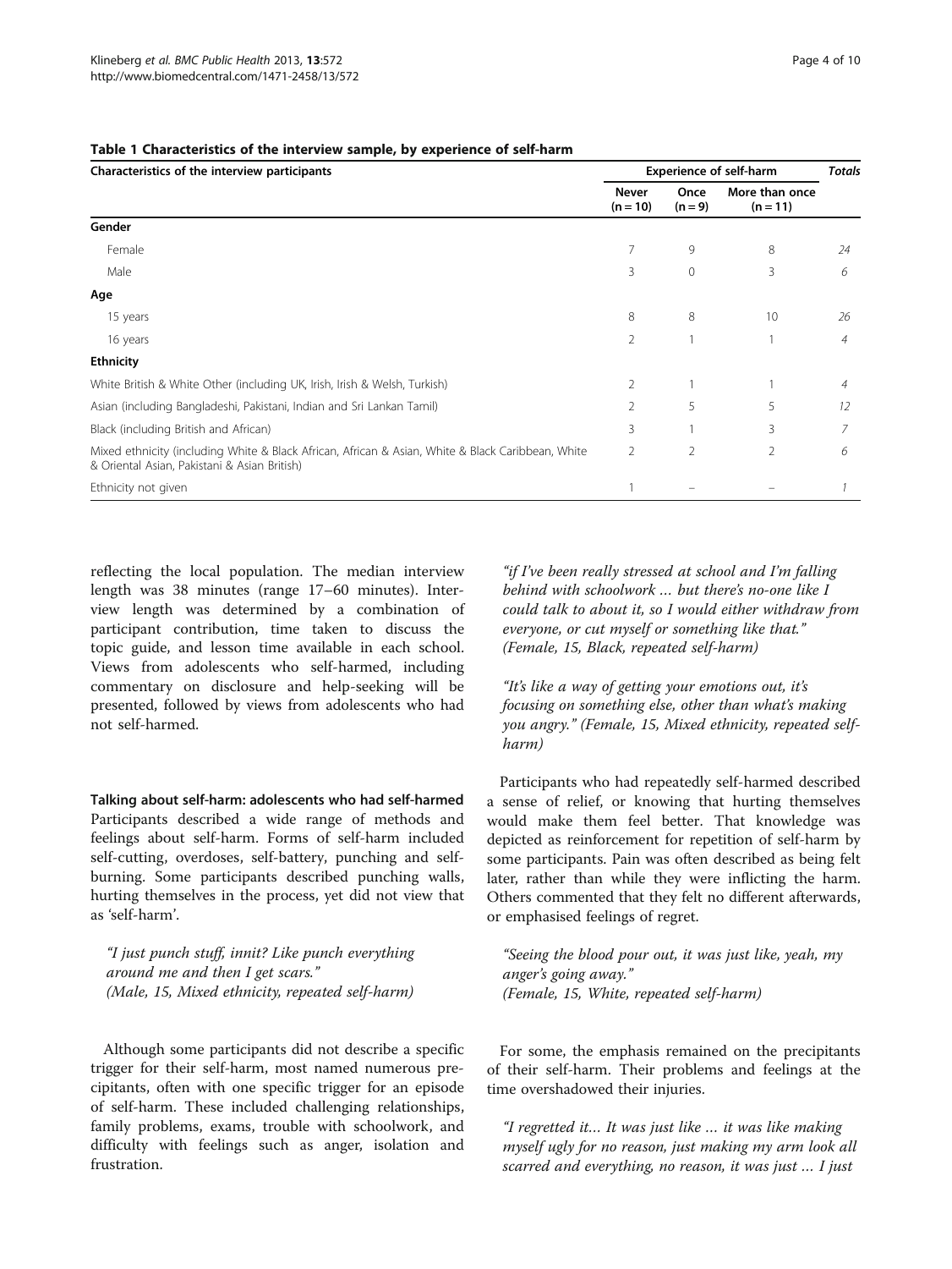**Table 1 Characteristics of the interview sample, by experience of self-harm**

| Characteristics of the interview participants | Experience of self-harm | | | *Totals* |
|---|---|---|---|---|
| | Never (n = 10) | Once (n = 9) | More than once (n = 11) | |
| **Gender** | | | | |
| Female | 7 | 9 | 8 | *24* |
| Male | 3 | 0 | 3 | *6* |
| **Age** | | | | |
| 15 years | 8 | 8 | 10 | *26* |
| 16 years | 2 | 1 | 1 | *4* |
| **Ethnicity** | | | | |
| White British & White Other (including UK, Irish, Irish & Welsh, Turkish) | 2 | 1 | 1 | *4* |
| Asian (including Bangladeshi, Pakistani, Indian and Sri Lankan Tamil) | 2 | 5 | 5 | *12* |
| Black (including British and African) | 3 | 1 | 3 | *7* |
| Mixed ethnicity (including White & Black African, African & Asian, White & Black Caribbean, White & Oriental Asian, Pakistani & Asian British) | 2 | 2 | 2 | *6* |
| Ethnicity not given | 1 | – | – | *1* |

reflecting the local population. The median interview length was 38 minutes (range 17–60 minutes). Interview length was determined by a combination of participant contribution, time taken to discuss the topic guide, and lesson time available in each school. Views from adolescents who self-harmed, including commentary on disclosure and help-seeking will be presented, followed by views from adolescents who had not self-harmed.

**Talking about self-harm: adolescents who had self-harmed**

Participants described a wide range of methods and feelings about self-harm. Forms of self-harm included self-cutting, overdoses, self-battery, punching and self-burning. Some participants described punching walls, hurting themselves in the process, yet did not view that as 'self-harm'.

> *"I just punch stuff, innit? Like punch everything around me and then I get scars."*
> *(Male, 15, Mixed ethnicity, repeated self-harm)*

Although some participants did not describe a specific trigger for their self-harm, most named numerous precipitants, often with one specific trigger for an episode of self-harm. These included challenging relationships, family problems, exams, trouble with schoolwork, and difficulty with feelings such as anger, isolation and frustration.

> *"if I've been really stressed at school and I'm falling behind with schoolwork … but there's no-one like I could talk to about it, so I would either withdraw from everyone, or cut myself or something like that." (Female, 15, Black, repeated self-harm)*

> *"It's like a way of getting your emotions out, it's focusing on something else, other than what's making you angry." (Female, 15, Mixed ethnicity, repeated self-harm)*

Participants who had repeatedly self-harmed described a sense of relief, or knowing that hurting themselves would make them feel better. That knowledge was depicted as reinforcement for repetition of self-harm by some participants. Pain was often described as being felt later, rather than while they were inflicting the harm. Others commented that they felt no different afterwards, or emphasised feelings of regret.

> *"Seeing the blood pour out, it was just like, yeah, my anger's going away."*
> *(Female, 15, White, repeated self-harm)*

For some, the emphasis remained on the precipitants of their self-harm. Their problems and feelings at the time overshadowed their injuries.

> *"I regretted it… It was just like … it was like making myself ugly for no reason, just making my arm look all scarred and everything, no reason, it was just … I just*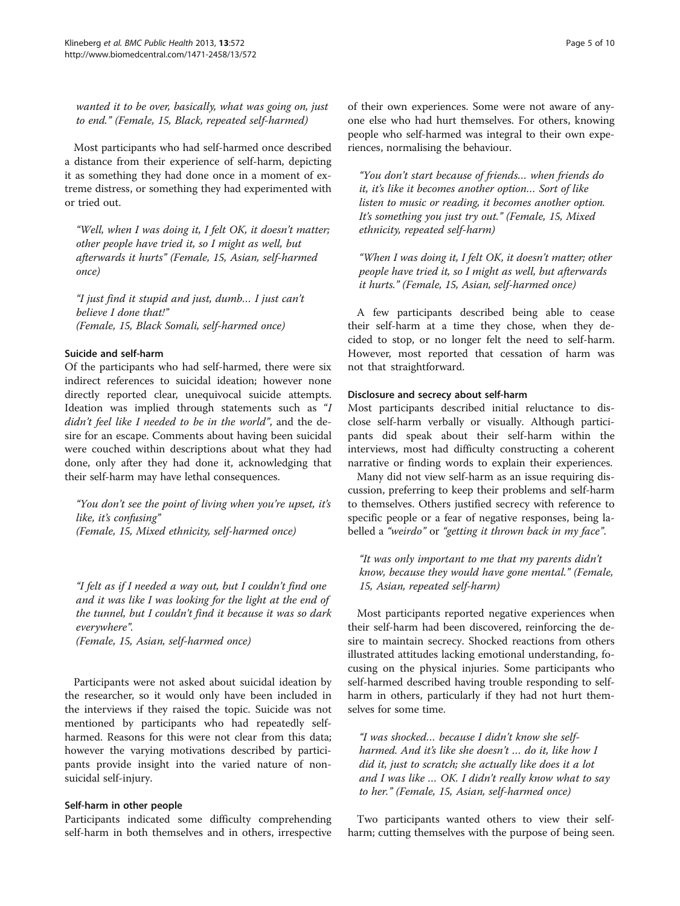*wanted it to be over, basically, what was going on, just to end." (Female, 15, Black, repeated self-harmed)*

Most participants who had self-harmed once described a distance from their experience of self-harm, depicting it as something they had done once in a moment of extreme distress, or something they had experimented with or tried out.

> *"Well, when I was doing it, I felt OK, it doesn't matter; other people have tried it, so I might as well, but afterwards it hurts" (Female, 15, Asian, self-harmed once)*

> *"I just find it stupid and just, dumb... I just can't believe I done that!" (Female, 15, Black Somali, self-harmed once)*

### Suicide and self-harm

Of the participants who had self-harmed, there were six indirect references to suicidal ideation; however none directly reported clear, unequivocal suicide attempts. Ideation was implied through statements such as "*I didn't feel like I needed to be in the world*", and the desire for an escape. Comments about having been suicidal were couched within descriptions about what they had done, only after they had done it, acknowledging that their self-harm may have lethal consequences.

> *"You don't see the point of living when you're upset, it's like, it's confusing" (Female, 15, Mixed ethnicity, self-harmed once)*

> *"I felt as if I needed a way out, but I couldn't find one and it was like I was looking for the light at the end of the tunnel, but I couldn't find it because it was so dark everywhere". (Female, 15, Asian, self-harmed once)*

Participants were not asked about suicidal ideation by the researcher, so it would only have been included in the interviews if they raised the topic. Suicide was not mentioned by participants who had repeatedly self-harmed. Reasons for this were not clear from this data; however the varying motivations described by participants provide insight into the varied nature of non-suicidal self-injury.

### Self-harm in other people

Participants indicated some difficulty comprehending self-harm in both themselves and in others, irrespective of their own experiences. Some were not aware of anyone else who had hurt themselves. For others, knowing people who self-harmed was integral to their own experiences, normalising the behaviour.

> *"You don't start because of friends... when friends do it, it's like it becomes another option... Sort of like listen to music or reading, it becomes another option. It's something you just try out." (Female, 15, Mixed ethnicity, repeated self-harm)*

> *"When I was doing it, I felt OK, it doesn't matter; other people have tried it, so I might as well, but afterwards it hurts." (Female, 15, Asian, self-harmed once)*

A few participants described being able to cease their self-harm at a time they chose, when they decided to stop, or no longer felt the need to self-harm. However, most reported that cessation of harm was not that straightforward.

### Disclosure and secrecy about self-harm

Most participants described initial reluctance to disclose self-harm verbally or visually. Although participants did speak about their self-harm within the interviews, most had difficulty constructing a coherent narrative or finding words to explain their experiences.

Many did not view self-harm as an issue requiring discussion, preferring to keep their problems and self-harm to themselves. Others justified secrecy with reference to specific people or a fear of negative responses, being labelled a *"weirdo"* or *"getting it thrown back in my face"*.

> *"It was only important to me that my parents didn't know, because they would have gone mental." (Female, 15, Asian, repeated self-harm)*

Most participants reported negative experiences when their self-harm had been discovered, reinforcing the desire to maintain secrecy. Shocked reactions from others illustrated attitudes lacking emotional understanding, focusing on the physical injuries. Some participants who self-harmed described having trouble responding to self-harm in others, particularly if they had not hurt themselves for some time.

> *"I was shocked... because I didn't know she self-harmed. And it's like she doesn't ... do it, like how I did it, just to scratch; she actually like does it a lot and I was like ... OK. I didn't really know what to say to her." (Female, 15, Asian, self-harmed once)*

Two participants wanted others to view their self-harm; cutting themselves with the purpose of being seen.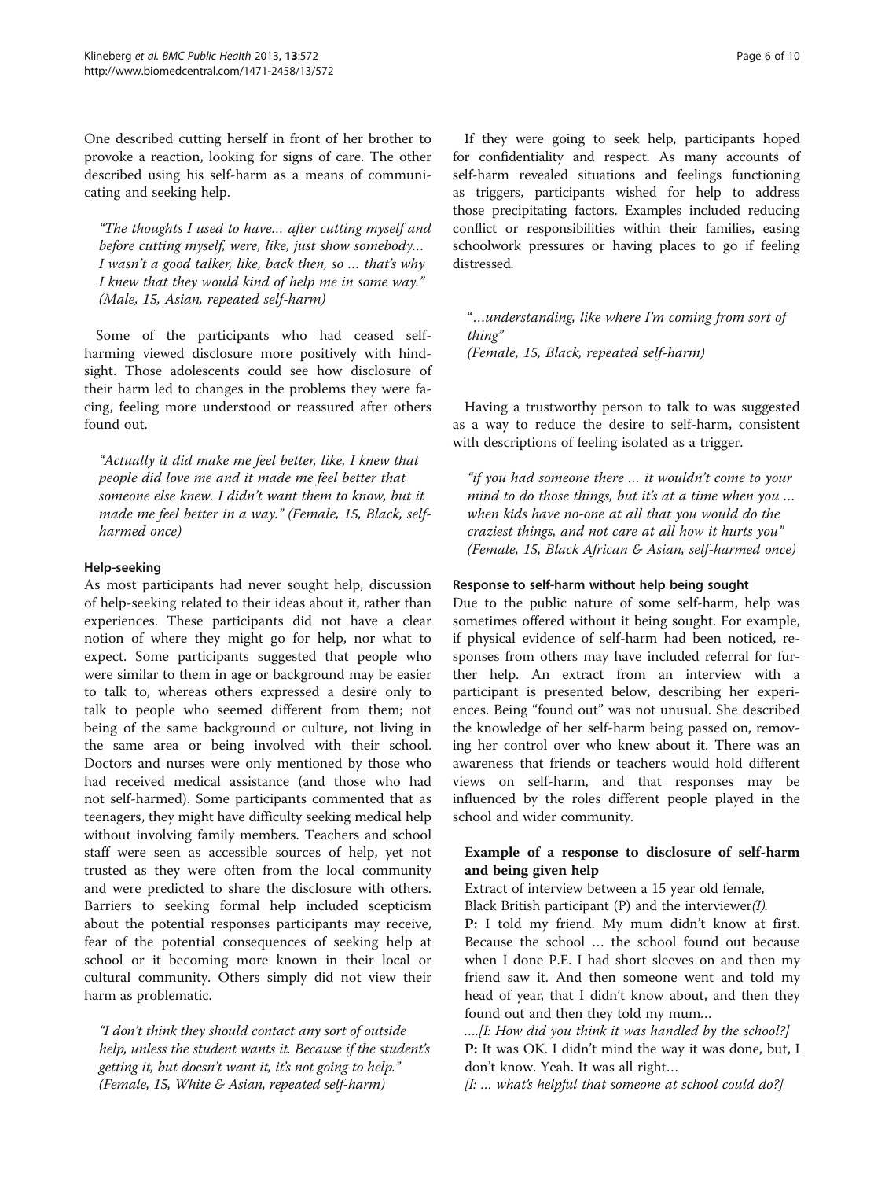One described cutting herself in front of her brother to provoke a reaction, looking for signs of care. The other described using his self-harm as a means of communicating and seeking help.

> *"The thoughts I used to have… after cutting myself and before cutting myself, were, like, just show somebody… I wasn't a good talker, like, back then, so … that's why I knew that they would kind of help me in some way." (Male, 15, Asian, repeated self-harm)*

Some of the participants who had ceased self-harming viewed disclosure more positively with hindsight. Those adolescents could see how disclosure of their harm led to changes in the problems they were facing, feeling more understood or reassured after others found out.

> *"Actually it did make me feel better, like, I knew that people did love me and it made me feel better that someone else knew. I didn't want them to know, but it made me feel better in a way." (Female, 15, Black, self-harmed once)*

### Help-seeking

As most participants had never sought help, discussion of help-seeking related to their ideas about it, rather than experiences. These participants did not have a clear notion of where they might go for help, nor what to expect. Some participants suggested that people who were similar to them in age or background may be easier to talk to, whereas others expressed a desire only to talk to people who seemed different from them; not being of the same background or culture, not living in the same area or being involved with their school. Doctors and nurses were only mentioned by those who had received medical assistance (and those who had not self-harmed). Some participants commented that as teenagers, they might have difficulty seeking medical help without involving family members. Teachers and school staff were seen as accessible sources of help, yet not trusted as they were often from the local community and were predicted to share the disclosure with others. Barriers to seeking formal help included scepticism about the potential responses participants may receive, fear of the potential consequences of seeking help at school or it becoming more known in their local or cultural community. Others simply did not view their harm as problematic.

> *"I don't think they should contact any sort of outside help, unless the student wants it. Because if the student's getting it, but doesn't want it, it's not going to help." (Female, 15, White & Asian, repeated self-harm)*

If they were going to seek help, participants hoped for confidentiality and respect. As many accounts of self-harm revealed situations and feelings functioning as triggers, participants wished for help to address those precipitating factors. Examples included reducing conflict or responsibilities within their families, easing schoolwork pressures or having places to go if feeling distressed.

> *"…understanding, like where I'm coming from sort of thing" (Female, 15, Black, repeated self-harm)*

Having a trustworthy person to talk to was suggested as a way to reduce the desire to self-harm, consistent with descriptions of feeling isolated as a trigger.

> *"if you had someone there … it wouldn't come to your mind to do those things, but it's at a time when you … when kids have no-one at all that you would do the craziest things, and not care at all how it hurts you" (Female, 15, Black African & Asian, self-harmed once)*

### Response to self-harm without help being sought

Due to the public nature of some self-harm, help was sometimes offered without it being sought. For example, if physical evidence of self-harm had been noticed, responses from others may have included referral for further help. An extract from an interview with a participant is presented below, describing her experiences. Being "found out" was not unusual. She described the knowledge of her self-harm being passed on, removing her control over who knew about it. There was an awareness that friends or teachers would hold different views on self-harm, and that responses may be influenced by the roles different people played in the school and wider community.

> **Example of a response to disclosure of self-harm and being given help**
>
> Extract of interview between a 15 year old female, Black British participant (P) and the interviewer*(I)*.
>
> **P:** I told my friend. My mum didn't know at first. Because the school … the school found out because when I done P.E. I had short sleeves on and then my friend saw it. And then someone went and told my head of year, that I didn't know about, and then they found out and then they told my mum…
>
> ….*[I: How did you think it was handled by the school?]*
>
> **P:** It was OK. I didn't mind the way it was done, but, I don't know. Yeah. It was all right…
>
> *[I: … what's helpful that someone at school could do?]*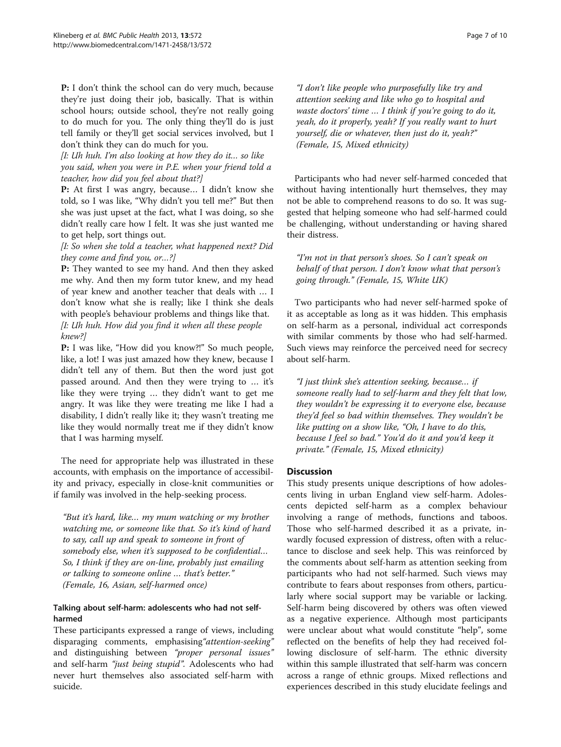**P:** I don't think the school can do very much, because they're just doing their job, basically. That is within school hours; outside school, they're not really going to do much for you. The only thing they'll do is just tell family or they'll get social services involved, but I don't think they can do much for you.

*[I: Uh huh. I'm also looking at how they do it... so like you said, when you were in P.E. when your friend told a teacher, how did you feel about that?]*

**P:** At first I was angry, because… I didn't know she told, so I was like, "Why didn't you tell me?" But then she was just upset at the fact, what I was doing, so she didn't really care how I felt. It was she just wanted me to get help, sort things out.

*[I: So when she told a teacher, what happened next? Did they come and find you, or…?]*

**P:** They wanted to see my hand. And then they asked me why. And then my form tutor knew, and my head of year knew and another teacher that deals with … I don't know what she is really; like I think she deals with people's behaviour problems and things like that.

*[I: Uh huh. How did you find it when all these people knew?]*

**P:** I was like, "How did you know?!" So much people, like, a lot! I was just amazed how they knew, because I didn't tell any of them. But then the word just got passed around. And then they were trying to … it's like they were trying … they didn't want to get me angry. It was like they were treating me like I had a disability, I didn't really like it; they wasn't treating me like they would normally treat me if they didn't know that I was harming myself.

The need for appropriate help was illustrated in these accounts, with emphasis on the importance of accessibility and privacy, especially in close-knit communities or if family was involved in the help-seeking process.

> *"But it's hard, like… my mum watching or my brother watching me, or someone like that. So it's kind of hard to say, call up and speak to someone in front of somebody else, when it's supposed to be confidential… So, I think if they are on-line, probably just emailing or talking to someone online … that's better." (Female, 16, Asian, self-harmed once)*

### Talking about self-harm: adolescents who had not self-harmed

These participants expressed a range of views, including disparaging comments, emphasising *"attention-seeking"* and distinguishing between *"proper personal issues"* and self-harm *"just being stupid"*. Adolescents who had never hurt themselves also associated self-harm with suicide.

> *"I don't like people who purposefully like try and attention seeking and like who go to hospital and waste doctors' time … I think if you're going to do it, yeah, do it properly, yeah? If you really want to hurt yourself, die or whatever, then just do it, yeah?" (Female, 15, Mixed ethnicity)*

Participants who had never self-harmed conceded that without having intentionally hurt themselves, they may not be able to comprehend reasons to do so. It was suggested that helping someone who had self-harmed could be challenging, without understanding or having shared their distress.

> *"I'm not in that person's shoes. So I can't speak on behalf of that person. I don't know what that person's going through." (Female, 15, White UK)*

Two participants who had never self-harmed spoke of it as acceptable as long as it was hidden. This emphasis on self-harm as a personal, individual act corresponds with similar comments by those who had self-harmed. Such views may reinforce the perceived need for secrecy about self-harm.

> *"I just think she's attention seeking, because… if someone really had to self-harm and they felt that low, they wouldn't be expressing it to everyone else, because they'd feel so bad within themselves. They wouldn't be like putting on a show like, "Oh, I have to do this, because I feel so bad." You'd do it and you'd keep it private." (Female, 15, Mixed ethnicity)*

## Discussion

This study presents unique descriptions of how adolescents living in urban England view self-harm. Adolescents depicted self-harm as a complex behaviour involving a range of methods, functions and taboos. Those who self-harmed described it as a private, inwardly focused expression of distress, often with a reluctance to disclose and seek help. This was reinforced by the comments about self-harm as attention seeking from participants who had not self-harmed. Such views may contribute to fears about responses from others, particularly where social support may be variable or lacking. Self-harm being discovered by others was often viewed as a negative experience. Although most participants were unclear about what would constitute "help", some reflected on the benefits of help they had received following disclosure of self-harm. The ethnic diversity within this sample illustrated that self-harm was concern across a range of ethnic groups. Mixed reflections and experiences described in this study elucidate feelings and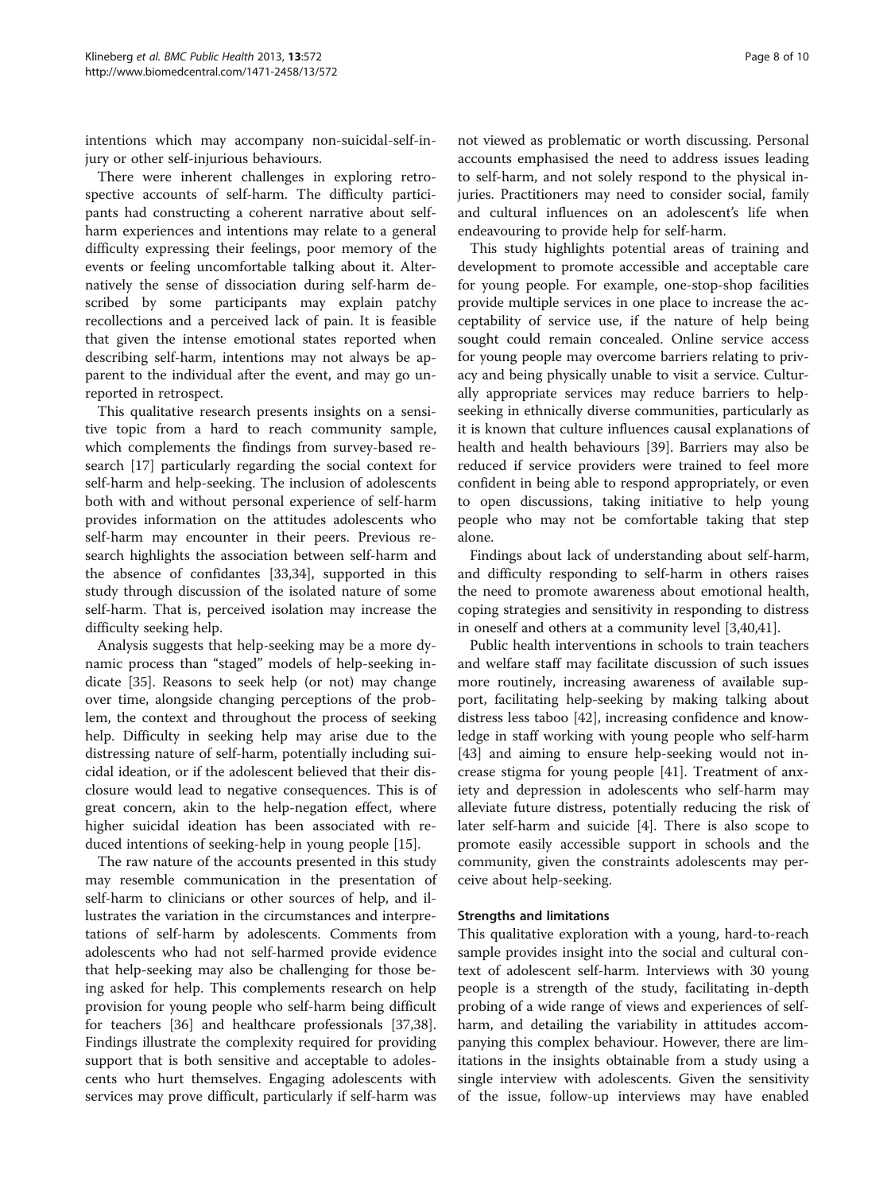intentions which may accompany non-suicidal-self-injury or other self-injurious behaviours.

There were inherent challenges in exploring retrospective accounts of self-harm. The difficulty participants had constructing a coherent narrative about self-harm experiences and intentions may relate to a general difficulty expressing their feelings, poor memory of the events or feeling uncomfortable talking about it. Alternatively the sense of dissociation during self-harm described by some participants may explain patchy recollections and a perceived lack of pain. It is feasible that given the intense emotional states reported when describing self-harm, intentions may not always be apparent to the individual after the event, and may go unreported in retrospect.

This qualitative research presents insights on a sensitive topic from a hard to reach community sample, which complements the findings from survey-based research [17] particularly regarding the social context for self-harm and help-seeking. The inclusion of adolescents both with and without personal experience of self-harm provides information on the attitudes adolescents who self-harm may encounter in their peers. Previous research highlights the association between self-harm and the absence of confidantes [33,34], supported in this study through discussion of the isolated nature of some self-harm. That is, perceived isolation may increase the difficulty seeking help.

Analysis suggests that help-seeking may be a more dynamic process than "staged" models of help-seeking indicate [35]. Reasons to seek help (or not) may change over time, alongside changing perceptions of the problem, the context and throughout the process of seeking help. Difficulty in seeking help may arise due to the distressing nature of self-harm, potentially including suicidal ideation, or if the adolescent believed that their disclosure would lead to negative consequences. This is of great concern, akin to the help-negation effect, where higher suicidal ideation has been associated with reduced intentions of seeking-help in young people [15].

The raw nature of the accounts presented in this study may resemble communication in the presentation of self-harm to clinicians or other sources of help, and illustrates the variation in the circumstances and interpretations of self-harm by adolescents. Comments from adolescents who had not self-harmed provide evidence that help-seeking may also be challenging for those being asked for help. This complements research on help provision for young people who self-harm being difficult for teachers [36] and healthcare professionals [37,38]. Findings illustrate the complexity required for providing support that is both sensitive and acceptable to adolescents who hurt themselves. Engaging adolescents with services may prove difficult, particularly if self-harm was not viewed as problematic or worth discussing. Personal accounts emphasised the need to address issues leading to self-harm, and not solely respond to the physical injuries. Practitioners may need to consider social, family and cultural influences on an adolescent's life when endeavouring to provide help for self-harm.

This study highlights potential areas of training and development to promote accessible and acceptable care for young people. For example, one-stop-shop facilities provide multiple services in one place to increase the acceptability of service use, if the nature of help being sought could remain concealed. Online service access for young people may overcome barriers relating to privacy and being physically unable to visit a service. Culturally appropriate services may reduce barriers to help-seeking in ethnically diverse communities, particularly as it is known that culture influences causal explanations of health and health behaviours [39]. Barriers may also be reduced if service providers were trained to feel more confident in being able to respond appropriately, or even to open discussions, taking initiative to help young people who may not be comfortable taking that step alone.

Findings about lack of understanding about self-harm, and difficulty responding to self-harm in others raises the need to promote awareness about emotional health, coping strategies and sensitivity in responding to distress in oneself and others at a community level [3,40,41].

Public health interventions in schools to train teachers and welfare staff may facilitate discussion of such issues more routinely, increasing awareness of available support, facilitating help-seeking by making talking about distress less taboo [42], increasing confidence and knowledge in staff working with young people who self-harm [43] and aiming to ensure help-seeking would not increase stigma for young people [41]. Treatment of anxiety and depression in adolescents who self-harm may alleviate future distress, potentially reducing the risk of later self-harm and suicide [4]. There is also scope to promote easily accessible support in schools and the community, given the constraints adolescents may perceive about help-seeking.

### Strengths and limitations

This qualitative exploration with a young, hard-to-reach sample provides insight into the social and cultural context of adolescent self-harm. Interviews with 30 young people is a strength of the study, facilitating in-depth probing of a wide range of views and experiences of self-harm, and detailing the variability in attitudes accompanying this complex behaviour. However, there are limitations in the insights obtainable from a study using a single interview with adolescents. Given the sensitivity of the issue, follow-up interviews may have enabled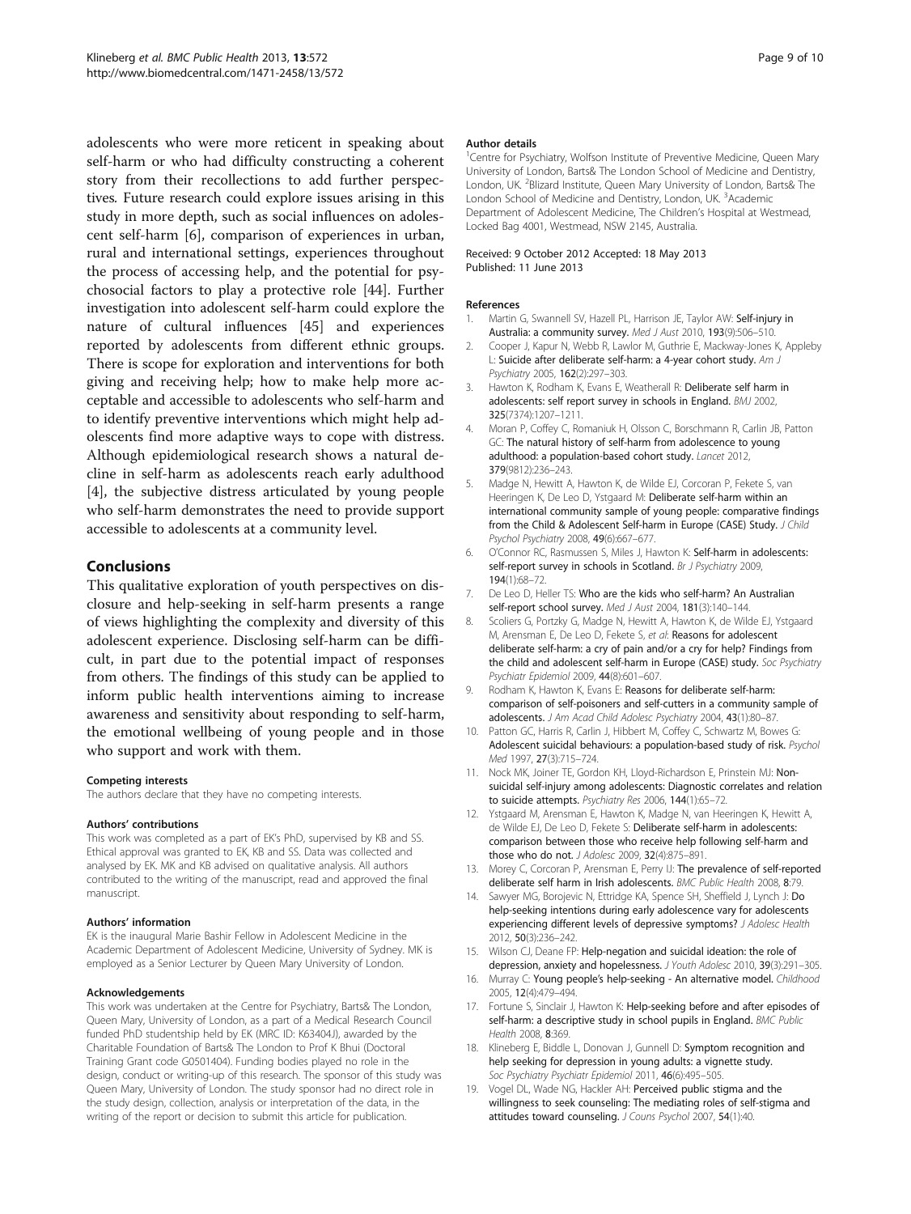adolescents who were more reticent in speaking about self-harm or who had difficulty constructing a coherent story from their recollections to add further perspectives. Future research could explore issues arising in this study in more depth, such as social influences on adolescent self-harm [6], comparison of experiences in urban, rural and international settings, experiences throughout the process of accessing help, and the potential for psychosocial factors to play a protective role [44]. Further investigation into adolescent self-harm could explore the nature of cultural influences [45] and experiences reported by adolescents from different ethnic groups. There is scope for exploration and interventions for both giving and receiving help; how to make help more acceptable and accessible to adolescents who self-harm and to identify preventive interventions which might help adolescents find more adaptive ways to cope with distress. Although epidemiological research shows a natural decline in self-harm as adolescents reach early adulthood [4], the subjective distress articulated by young people who self-harm demonstrates the need to provide support accessible to adolescents at a community level.

## Conclusions

This qualitative exploration of youth perspectives on disclosure and help-seeking in self-harm presents a range of views highlighting the complexity and diversity of this adolescent experience. Disclosing self-harm can be difficult, in part due to the potential impact of responses from others. The findings of this study can be applied to inform public health interventions aiming to increase awareness and sensitivity about responding to self-harm, the emotional wellbeing of young people and in those who support and work with them.

#### Competing interests

The authors declare that they have no competing interests.

#### Authors' contributions

This work was completed as a part of EK's PhD, supervised by KB and SS. Ethical approval was granted to EK, KB and SS. Data was collected and analysed by EK. MK and KB advised on qualitative analysis. All authors contributed to the writing of the manuscript, read and approved the final manuscript.

#### Authors' information

EK is the inaugural Marie Bashir Fellow in Adolescent Medicine in the Academic Department of Adolescent Medicine, University of Sydney. MK is employed as a Senior Lecturer by Queen Mary University of London.

#### Acknowledgements

This work was undertaken at the Centre for Psychiatry, Barts& The London, Queen Mary, University of London, as a part of a Medical Research Council funded PhD studentship held by EK (MRC ID: K63404J), awarded by the Charitable Foundation of Barts& The London to Prof K Bhui (Doctoral Training Grant code G0501404). Funding bodies played no role in the design, conduct or writing-up of this research. The sponsor of this study was Queen Mary, University of London. The study sponsor had no direct role in the study design, collection, analysis or interpretation of the data, in the writing of the report or decision to submit this article for publication.

#### Author details

[1]Centre for Psychiatry, Wolfson Institute of Preventive Medicine, Queen Mary University of London, Barts& The London School of Medicine and Dentistry, London, UK. [2]Blizard Institute, Queen Mary University of London, Barts& The London School of Medicine and Dentistry, London, UK. [3]Academic Department of Adolescent Medicine, The Children's Hospital at Westmead, Locked Bag 4001, Westmead, NSW 2145, Australia.

Received: 9 October 2012 Accepted: 18 May 2013
Published: 11 June 2013

#### References

1. Martin G, Swannell SV, Hazell PL, Harrison JE, Taylor AW: **Self-injury in Australia: a community survey.** *Med J Aust* 2010, **193**(9):506–510.
2. Cooper J, Kapur N, Webb R, Lawlor M, Guthrie E, Mackway-Jones K, Appleby L: **Suicide after deliberate self-harm: a 4-year cohort study.** *Am J Psychiatry* 2005, **162**(2):297–303.
3. Hawton K, Rodham K, Evans E, Weatherall R: **Deliberate self harm in adolescents: self report survey in schools in England.** *BMJ* 2002, **325**(7374):1207–1211.
4. Moran P, Coffey C, Romaniuk H, Olsson C, Borschmann R, Carlin JB, Patton GC: **The natural history of self-harm from adolescence to young adulthood: a population-based cohort study.** *Lancet* 2012, **379**(9812):236–243.
5. Madge N, Hewitt A, Hawton K, de Wilde EJ, Corcoran P, Fekete S, van Heeringen K, De Leo D, Ystgaard M: **Deliberate self-harm within an international community sample of young people: comparative findings from the Child & Adolescent Self-harm in Europe (CASE) Study.** *J Child Psychol Psychiatry* 2008, **49**(6):667–677.
6. O'Connor RC, Rasmussen S, Miles J, Hawton K: **Self-harm in adolescents: self-report survey in schools in Scotland.** *Br J Psychiatry* 2009, **194**(1):68–72.
7. De Leo D, Heller TS: **Who are the kids who self-harm? An Australian self-report school survey.** *Med J Aust* 2004, **181**(3):140–144.
8. Scoliers G, Portzky G, Madge N, Hewitt A, Hawton K, de Wilde EJ, Ystgaard M, Arensman E, De Leo D, Fekete S, *et al*: **Reasons for adolescent deliberate self-harm: a cry of pain and/or a cry for help? Findings from the child and adolescent self-harm in Europe (CASE) study.** *Soc Psychiatry Psychiatr Epidemiol* 2009, **44**(8):601–607.
9. Rodham K, Hawton K, Evans E: **Reasons for deliberate self-harm: comparison of self-poisoners and self-cutters in a community sample of adolescents.** *J Am Acad Child Adolesc Psychiatry* 2004, **43**(1):80–87.
10. Patton GC, Harris R, Carlin J, Hibbert M, Coffey C, Schwartz M, Bowes G: **Adolescent suicidal behaviours: a population-based study of risk.** *Psychol Med* 1997, **27**(3):715–724.
11. Nock MK, Joiner TE, Gordon KH, Lloyd-Richardson E, Prinstein MJ: **Non-suicidal self-injury among adolescents: Diagnostic correlates and relation to suicide attempts.** *Psychiatry Res* 2006, **144**(1):65–72.
12. Ystgaard M, Arensman E, Hawton K, Madge N, van Heeringen K, Hewitt A, de Wilde EJ, De Leo D, Fekete S: **Deliberate self-harm in adolescents: comparison between those who receive help following self-harm and those who do not.** *J Adolesc* 2009, **32**(4):875–891.
13. Morey C, Corcoran P, Arensman E, Perry IJ: **The prevalence of self-reported deliberate self harm in Irish adolescents.** *BMC Public Health* 2008, **8**:79.
14. Sawyer MG, Borojevic N, Ettridge KA, Spence SH, Sheffield J, Lynch J: **Do help-seeking intentions during early adolescence vary for adolescents experiencing different levels of depressive symptoms?** *J Adolesc Health* 2012, **50**(3):236–242.
15. Wilson CJ, Deane FP: **Help-negation and suicidal ideation: the role of depression, anxiety and hopelessness.** *J Youth Adolesc* 2010, **39**(3):291–305.
16. Murray C: **Young people's help-seeking - An alternative model.** *Childhood* 2005, **12**(4):479–494.
17. Fortune S, Sinclair J, Hawton K: **Help-seeking before and after episodes of self-harm: a descriptive study in school pupils in England.** *BMC Public Health* 2008, **8**:369.
18. Klineberg E, Biddle L, Donovan J, Gunnell D: **Symptom recognition and help seeking for depression in young adults: a vignette study.** *Soc Psychiatry Psychiatr Epidemiol* 2011, **46**(6):495–505.
19. Vogel DL, Wade NG, Hackler AH: **Perceived public stigma and the willingness to seek counseling: The mediating roles of self-stigma and attitudes toward counseling.** *J Couns Psychol* 2007, **54**(1):40.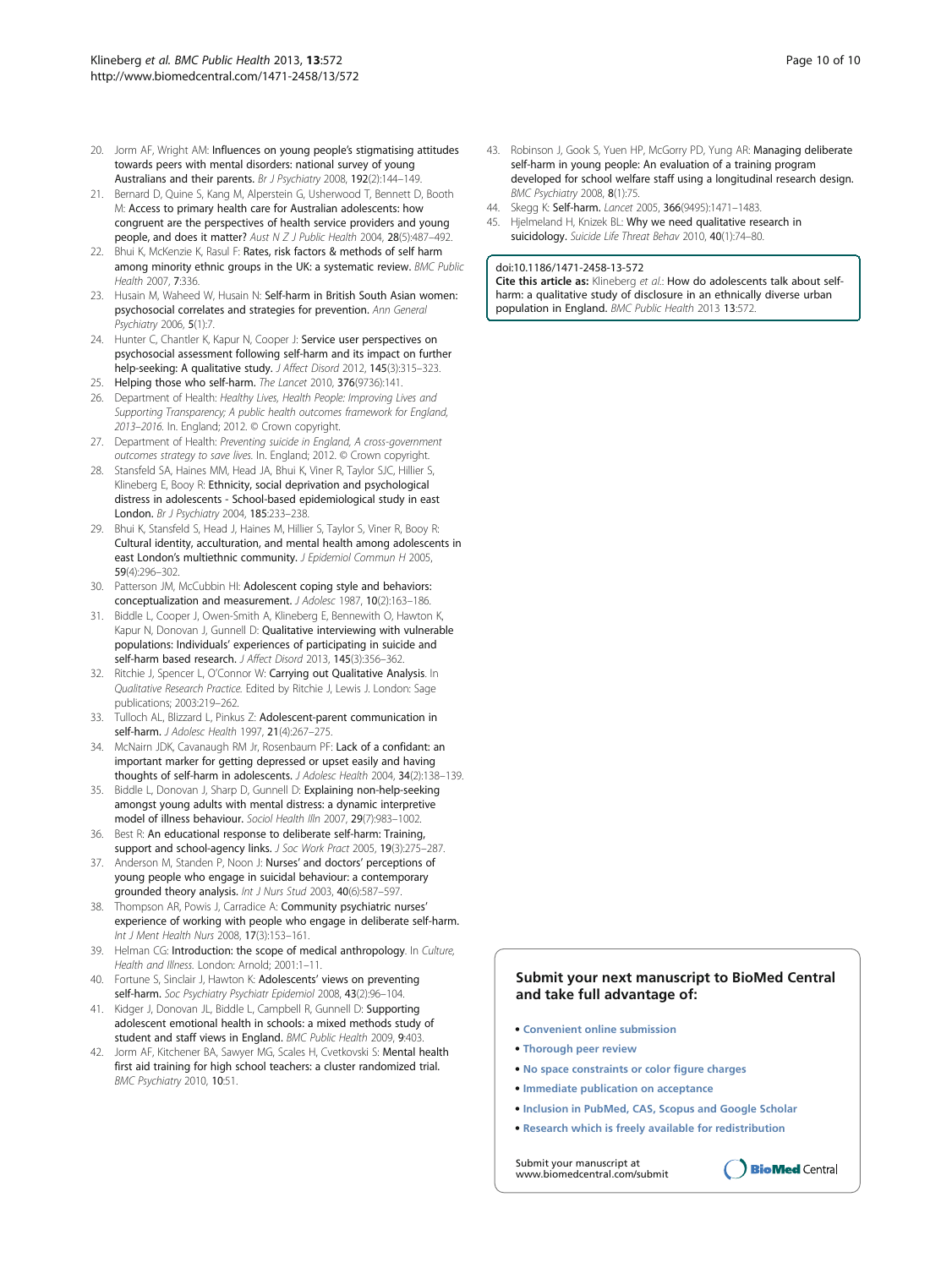20. Jorm AF, Wright AM: **Influences on young people's stigmatising attitudes towards peers with mental disorders: national survey of young Australians and their parents.** *Br J Psychiatry* 2008, **192**(2):144–149.
21. Bernard D, Quine S, Kang M, Alperstein G, Usherwood T, Bennett D, Booth M: **Access to primary health care for Australian adolescents: how congruent are the perspectives of health service providers and young people, and does it matter?** *Aust N Z J Public Health* 2004, **28**(5):487–492.
22. Bhui K, McKenzie K, Rasul F: **Rates, risk factors & methods of self harm among minority ethnic groups in the UK: a systematic review.** *BMC Public Health* 2007, **7**:336.
23. Husain M, Waheed W, Husain N: **Self-harm in British South Asian women: psychosocial correlates and strategies for prevention.** *Ann General Psychiatry* 2006, **5**(1):7.
24. Hunter C, Chantler K, Kapur N, Cooper J: **Service user perspectives on psychosocial assessment following self-harm and its impact on further help-seeking: A qualitative study.** *J Affect Disord* 2012, **145**(3):315–323.
25. **Helping those who self-harm.** *The Lancet* 2010, **376**(9736):141.
26. Department of Health: *Healthy Lives, Health People: Improving Lives and Supporting Transparency; A public health outcomes framework for England, 2013–2016.* In. England; 2012. © Crown copyright.
27. Department of Health: *Preventing suicide in England, A cross-government outcomes strategy to save lives.* In. England; 2012. © Crown copyright.
28. Stansfeld SA, Haines MM, Head JA, Bhui K, Viner R, Taylor SJC, Hillier S, Klineberg E, Booy R: **Ethnicity, social deprivation and psychological distress in adolescents - School-based epidemiological study in east London.** *Br J Psychiatry* 2004, **185**:233–238.
29. Bhui K, Stansfeld S, Head J, Haines M, Hillier S, Taylor S, Viner R, Booy R: **Cultural identity, acculturation, and mental health among adolescents in east London's multiethnic community.** *J Epidemiol Commun H* 2005, **59**(4):296–302.
30. Patterson JM, McCubbin HI: **Adolescent coping style and behaviors: conceptualization and measurement.** *J Adolesc* 1987, **10**(2):163–186.
31. Biddle L, Cooper J, Owen-Smith A, Klineberg E, Bennewith O, Hawton K, Kapur N, Donovan J, Gunnell D: **Qualitative interviewing with vulnerable populations: Individuals' experiences of participating in suicide and self-harm based research.** *J Affect Disord* 2013, **145**(3):356–362.
32. Ritchie J, Spencer L, O'Connor W: **Carrying out Qualitative Analysis**. In *Qualitative Research Practice.* Edited by Ritchie J, Lewis J. London: Sage publications; 2003:219–262.
33. Tulloch AL, Blizzard L, Pinkus Z: **Adolescent-parent communication in self-harm.** *J Adolesc Health* 1997, **21**(4):267–275.
34. McNairn JDK, Cavanaugh RM Jr, Rosenbaum PF: **Lack of a confidant: an important marker for getting depressed or upset easily and having thoughts of self-harm in adolescents.** *J Adolesc Health* 2004, **34**(2):138–139.
35. Biddle L, Donovan J, Sharp D, Gunnell D: **Explaining non-help-seeking amongst young adults with mental distress: a dynamic interpretive model of illness behaviour.** *Sociol Health Illn* 2007, **29**(7):983–1002.
36. Best R: **An educational response to deliberate self-harm: Training, support and school-agency links.** *J Soc Work Pract* 2005, **19**(3):275–287.
37. Anderson M, Standen P, Noon J: **Nurses' and doctors' perceptions of young people who engage in suicidal behaviour: a contemporary grounded theory analysis.** *Int J Nurs Stud* 2003, **40**(6):587–597.
38. Thompson AR, Powis J, Carradice A: **Community psychiatric nurses' experience of working with people who engage in deliberate self-harm.** *Int J Ment Health Nurs* 2008, **17**(3):153–161.
39. Helman CG: **Introduction: the scope of medical anthropology**. In *Culture, Health and Illness.* London: Arnold; 2001:1–11.
40. Fortune S, Sinclair J, Hawton K: **Adolescents' views on preventing self-harm.** *Soc Psychiatry Psychiatr Epidemiol* 2008, **43**(2):96–104.
41. Kidger J, Donovan JL, Biddle L, Campbell R, Gunnell D: **Supporting adolescent emotional health in schools: a mixed methods study of student and staff views in England.** *BMC Public Health* 2009, **9**:403.
42. Jorm AF, Kitchener BA, Sawyer MG, Scales H, Cvetkovski S: **Mental health first aid training for high school teachers: a cluster randomized trial.** *BMC Psychiatry* 2010, **10**:51.
43. Robinson J, Gook S, Yuen HP, McGorry PD, Yung AR: **Managing deliberate self-harm in young people: An evaluation of a training program developed for school welfare staff using a longitudinal research design.** *BMC Psychiatry* 2008, **8**(1):75.
44. Skegg K: **Self-harm.** *Lancet* 2005, **366**(9495):1471–1483.
45. Hjelmeland H, Knizek BL: **Why we need qualitative research in suicidology.** *Suicide Life Threat Behav* 2010, **40**(1):74–80.

doi:10.1186/1471-2458-13-572
**Cite this article as:** Klineberg *et al.*: How do adolescents talk about self-harm: a qualitative study of disclosure in an ethnically diverse urban population in England. *BMC Public Health* 2013 **13**:572.

**Submit your next manuscript to BioMed Central and take full advantage of:**

- **Convenient online submission**
- **Thorough peer review**
- **No space constraints or color figure charges**
- **Immediate publication on acceptance**
- **Inclusion in PubMed, CAS, Scopus and Google Scholar**
- **Research which is freely available for redistribution**

Submit your manuscript at
www.biomedcentral.com/submit

BioMed Central